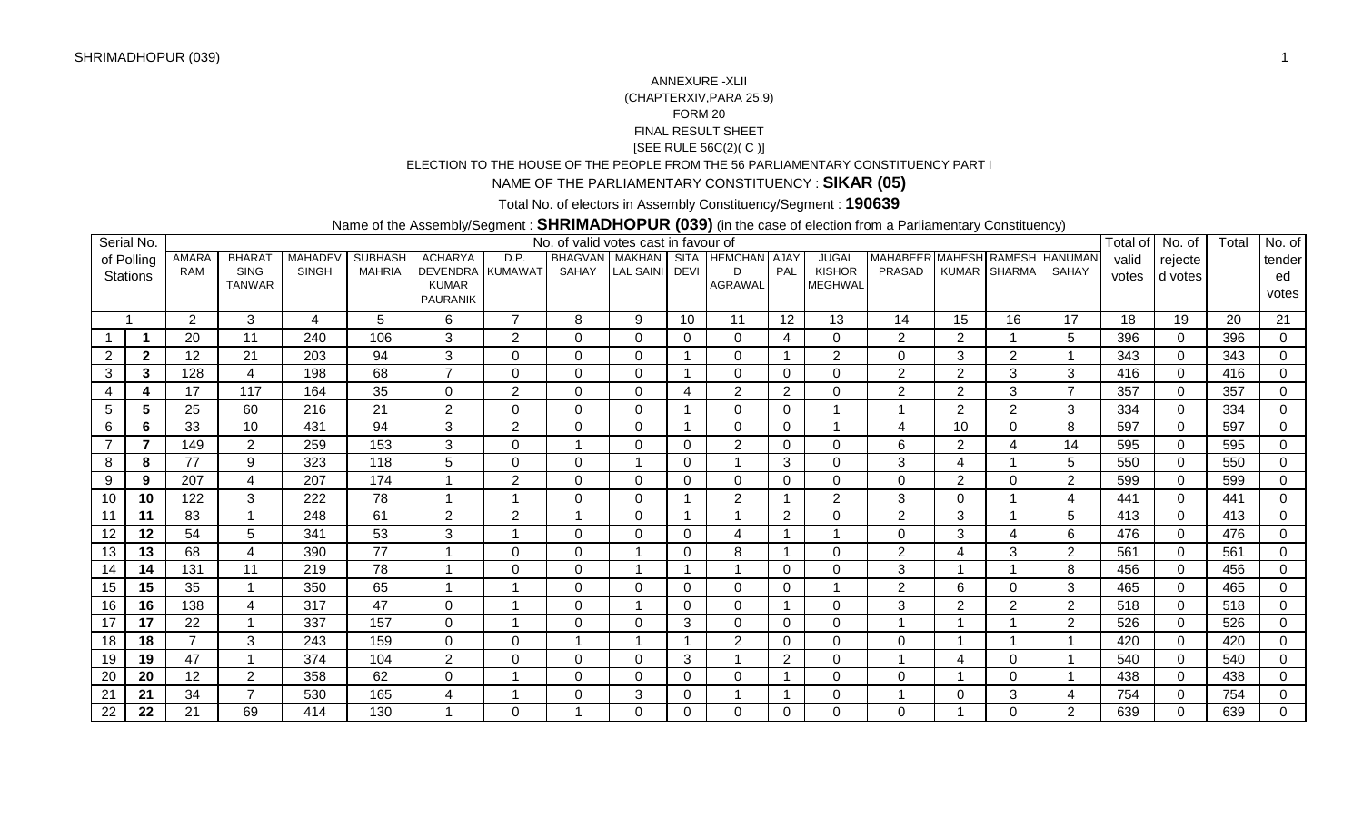ANNEXURE -XLII

(CHAPTERXIV,PARA 25.9)

FORM 20

FINAL RESULT SHEET

[SEE RULE 56C(2)( C )]

ELECTION TO THE HOUSE OF THE PEOPLE FROM THE 56 PARLIAMENTARY CONSTITUENCY PART I

NAME OF THE PARLIAMENTARY CONSTITUENCY : **SIKAR (05)**

Total No. of electors in Assembly Constituency/Segment : **190639**

Name of the Assembly/Segment : **SHRIMADHOPUR (039)** (in the case of election from a Parliamentary Constituency)

| Serial No. of Polling Stations | | No. of valid votes cast in favour of | | | | | | | | | | | | | | | | Total of valid votes | No. of rejected votes | Total | No. of tendered votes |
|---|---|---|---|---|---|---|---|---|---|---|---|---|---|---|---|---|---|---|---|---|---|
| | | AMARA RAM | BHARAT SING TANWAR | MAHADEV SINGH | SUBHASH MAHRIA | ACHARYA DEVENDRA KUMAR PAURANIK | D.P. KUMAWAT | BHAGVAN SAHAY | MAKHAN LAL SAINI | SITA DEVI | HEMCHAND AGRAWAL | AJAY PAL | JUGAL KISHOR MEGHWAL | MAHABEER PRASAD | MAHESH KUMAR | RAMESH SHARMA | HANUMAN SAHAY | | | | |
| 1 | | 2 | 3 | 4 | 5 | 6 | 7 | 8 | 9 | 10 | 11 | 12 | 13 | 14 | 15 | 16 | 17 | 18 | 19 | 20 | 21 |
| 1 | **1** | 20 | 11 | 240 | 106 | 3 | 2 | 0 | 0 | 0 | 0 | 4 | 0 | 2 | 2 | 1 | 5 | 396 | 0 | 396 | 0 |
| 2 | **2** | 12 | 21 | 203 | 94 | 3 | 0 | 0 | 0 | 1 | 0 | 1 | 2 | 0 | 3 | 2 | 1 | 343 | 0 | 343 | 0 |
| 3 | **3** | 128 | 4 | 198 | 68 | 7 | 0 | 0 | 0 | 1 | 0 | 0 | 0 | 2 | 2 | 3 | 3 | 416 | 0 | 416 | 0 |
| 4 | **4** | 17 | 117 | 164 | 35 | 0 | 2 | 0 | 0 | 4 | 2 | 2 | 0 | 2 | 2 | 3 | 7 | 357 | 0 | 357 | 0 |
| 5 | **5** | 25 | 60 | 216 | 21 | 2 | 0 | 0 | 0 | 1 | 0 | 0 | 1 | 1 | 2 | 2 | 3 | 334 | 0 | 334 | 0 |
| 6 | **6** | 33 | 10 | 431 | 94 | 3 | 2 | 0 | 0 | 1 | 0 | 0 | 1 | 4 | 10 | 0 | 8 | 597 | 0 | 597 | 0 |
| 7 | **7** | 149 | 2 | 259 | 153 | 3 | 0 | 1 | 0 | 0 | 2 | 0 | 0 | 6 | 2 | 4 | 14 | 595 | 0 | 595 | 0 |
| 8 | **8** | 77 | 9 | 323 | 118 | 5 | 0 | 0 | 1 | 0 | 1 | 3 | 0 | 3 | 4 | 1 | 5 | 550 | 0 | 550 | 0 |
| 9 | **9** | 207 | 4 | 207 | 174 | 1 | 2 | 0 | 0 | 0 | 0 | 0 | 0 | 0 | 2 | 0 | 2 | 599 | 0 | 599 | 0 |
| 10 | **10** | 122 | 3 | 222 | 78 | 1 | 1 | 0 | 0 | 1 | 2 | 1 | 2 | 3 | 0 | 1 | 4 | 441 | 0 | 441 | 0 |
| 11 | **11** | 83 | 1 | 248 | 61 | 2 | 2 | 1 | 0 | 1 | 1 | 2 | 0 | 2 | 3 | 1 | 5 | 413 | 0 | 413 | 0 |
| 12 | **12** | 54 | 5 | 341 | 53 | 3 | 1 | 0 | 0 | 0 | 4 | 1 | 1 | 0 | 3 | 4 | 6 | 476 | 0 | 476 | 0 |
| 13 | **13** | 68 | 4 | 390 | 77 | 1 | 0 | 0 | 1 | 0 | 8 | 1 | 0 | 2 | 4 | 3 | 2 | 561 | 0 | 561 | 0 |
| 14 | **14** | 131 | 11 | 219 | 78 | 1 | 0 | 0 | 1 | 1 | 1 | 0 | 0 | 3 | 1 | 1 | 8 | 456 | 0 | 456 | 0 |
| 15 | **15** | 35 | 1 | 350 | 65 | 1 | 1 | 0 | 0 | 0 | 0 | 0 | 1 | 2 | 6 | 0 | 3 | 465 | 0 | 465 | 0 |
| 16 | **16** | 138 | 4 | 317 | 47 | 0 | 1 | 0 | 1 | 0 | 0 | 1 | 0 | 3 | 2 | 2 | 2 | 518 | 0 | 518 | 0 |
| 17 | **17** | 22 | 1 | 337 | 157 | 0 | 1 | 0 | 0 | 3 | 0 | 0 | 0 | 1 | 1 | 1 | 2 | 526 | 0 | 526 | 0 |
| 18 | **18** | 7 | 3 | 243 | 159 | 0 | 0 | 1 | 1 | 1 | 2 | 0 | 0 | 0 | 1 | 1 | 1 | 420 | 0 | 420 | 0 |
| 19 | **19** | 47 | 1 | 374 | 104 | 2 | 0 | 0 | 0 | 3 | 1 | 2 | 0 | 1 | 4 | 0 | 1 | 540 | 0 | 540 | 0 |
| 20 | **20** | 12 | 2 | 358 | 62 | 0 | 1 | 0 | 0 | 0 | 0 | 1 | 0 | 0 | 1 | 0 | 1 | 438 | 0 | 438 | 0 |
| 21 | **21** | 34 | 7 | 530 | 165 | 4 | 1 | 0 | 3 | 0 | 1 | 1 | 0 | 1 | 0 | 3 | 4 | 754 | 0 | 754 | 0 |
| 22 | **22** | 21 | 69 | 414 | 130 | 1 | 0 | 1 | 0 | 0 | 0 | 0 | 0 | 0 | 1 | 0 | 2 | 639 | 0 | 639 | 0 |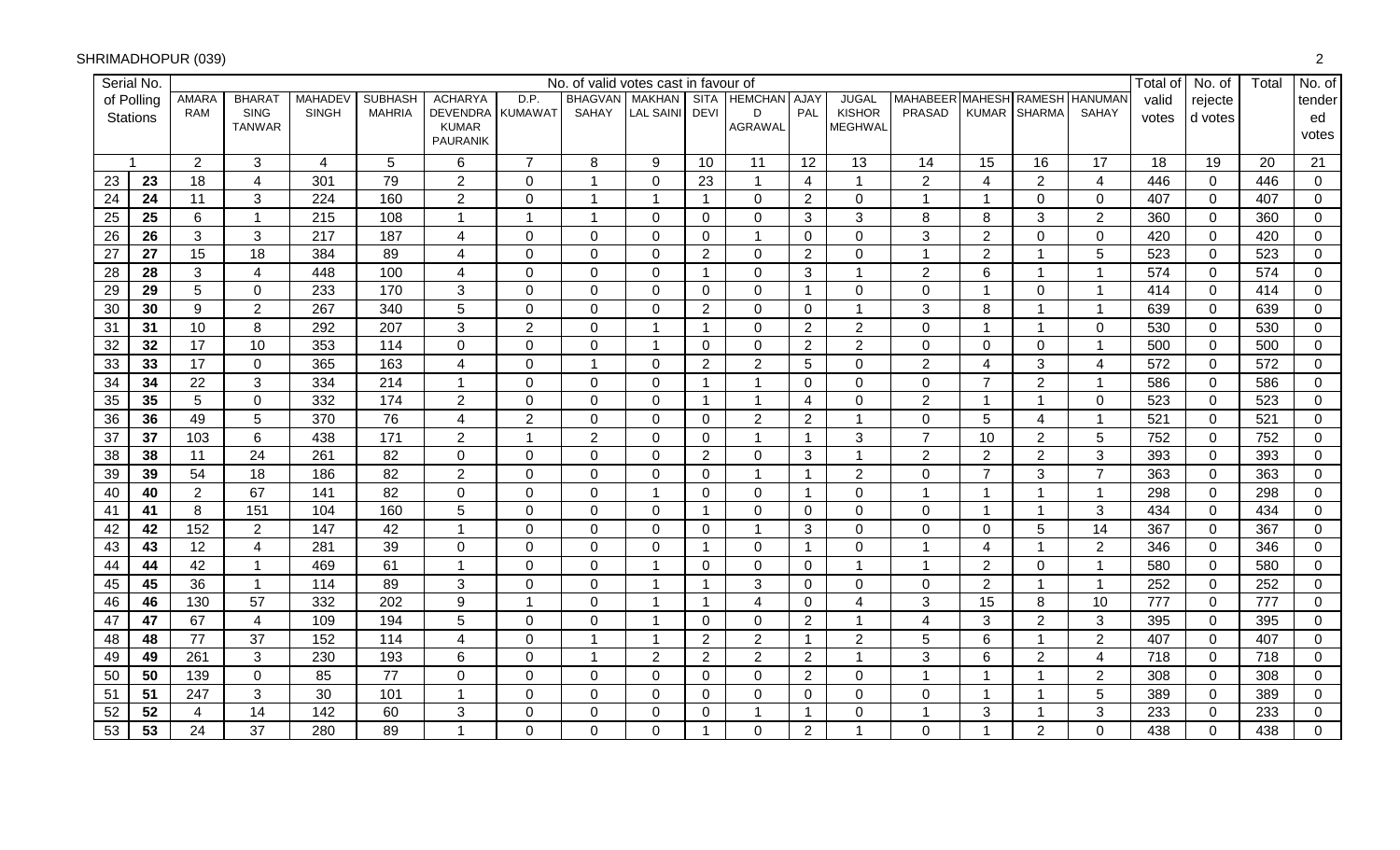SHRIMADHOPUR (039)

| Serial No. of Polling Stations | | No. of valid votes cast in favour of | | | | | | | | | | | | | | | | Total of valid votes | No. of rejected votes | Total | No. of tendered votes |
|---|---|---|---|---|---|---|---|---|---|---|---|---|---|---|---|---|---|---|---|---|---|
| | | AMARA RAM | BHARAT SING TANWAR | MAHADEV SINGH | SUBHASH MAHRIA | ACHARYA DEVENDRA KUMAR PAURANIK | D.P. KUMAWAT | BHAGVAN SAHAY | MAKHAN LAL SAINI | SITA DEVI | HEMCHAND AGRAWAL | AJAY PAL | JUGAL KISHOR MEGHWAL | MAHABEER PRASAD | MAHESH KUMAR | RAMESH SHARMA | HANUMAN SAHAY | | | | |
| 1 | | 2 | 3 | 4 | 5 | 6 | 7 | 8 | 9 | 10 | 11 | 12 | 13 | 14 | 15 | 16 | 17 | 18 | 19 | 20 | 21 |
| 23 | 23 | 18 | 4 | 301 | 79 | 2 | 0 | 1 | 0 | 23 | 1 | 4 | 1 | 2 | 4 | 2 | 4 | 446 | 0 | 446 | 0 |
| 24 | 24 | 11 | 3 | 224 | 160 | 2 | 0 | 1 | 1 | 1 | 0 | 2 | 0 | 1 | 1 | 0 | 0 | 407 | 0 | 407 | 0 |
| 25 | 25 | 6 | 1 | 215 | 108 | 1 | 1 | 1 | 0 | 0 | 0 | 3 | 3 | 8 | 8 | 3 | 2 | 360 | 0 | 360 | 0 |
| 26 | 26 | 3 | 3 | 217 | 187 | 4 | 0 | 0 | 0 | 0 | 1 | 0 | 0 | 3 | 2 | 0 | 0 | 420 | 0 | 420 | 0 |
| 27 | 27 | 15 | 18 | 384 | 89 | 4 | 0 | 0 | 0 | 2 | 0 | 2 | 0 | 1 | 2 | 1 | 5 | 523 | 0 | 523 | 0 |
| 28 | 28 | 3 | 4 | 448 | 100 | 4 | 0 | 0 | 0 | 1 | 0 | 3 | 1 | 2 | 6 | 1 | 1 | 574 | 0 | 574 | 0 |
| 29 | 29 | 5 | 0 | 233 | 170 | 3 | 0 | 0 | 0 | 0 | 0 | 1 | 0 | 0 | 1 | 0 | 1 | 414 | 0 | 414 | 0 |
| 30 | 30 | 9 | 2 | 267 | 340 | 5 | 0 | 0 | 0 | 2 | 0 | 0 | 1 | 3 | 8 | 1 | 1 | 639 | 0 | 639 | 0 |
| 31 | 31 | 10 | 8 | 292 | 207 | 3 | 2 | 0 | 1 | 1 | 0 | 2 | 2 | 0 | 1 | 1 | 0 | 530 | 0 | 530 | 0 |
| 32 | 32 | 17 | 10 | 353 | 114 | 0 | 0 | 0 | 1 | 0 | 0 | 2 | 2 | 0 | 0 | 0 | 1 | 500 | 0 | 500 | 0 |
| 33 | 33 | 17 | 0 | 365 | 163 | 4 | 0 | 1 | 0 | 2 | 2 | 5 | 0 | 2 | 4 | 3 | 4 | 572 | 0 | 572 | 0 |
| 34 | 34 | 22 | 3 | 334 | 214 | 1 | 0 | 0 | 0 | 1 | 1 | 0 | 0 | 0 | 7 | 2 | 1 | 586 | 0 | 586 | 0 |
| 35 | 35 | 5 | 0 | 332 | 174 | 2 | 0 | 0 | 0 | 1 | 1 | 4 | 0 | 2 | 1 | 1 | 0 | 523 | 0 | 523 | 0 |
| 36 | 36 | 49 | 5 | 370 | 76 | 4 | 2 | 0 | 0 | 0 | 2 | 2 | 1 | 0 | 5 | 4 | 1 | 521 | 0 | 521 | 0 |
| 37 | 37 | 103 | 6 | 438 | 171 | 2 | 1 | 2 | 0 | 0 | 1 | 1 | 3 | 7 | 10 | 2 | 5 | 752 | 0 | 752 | 0 |
| 38 | 38 | 11 | 24 | 261 | 82 | 0 | 0 | 0 | 0 | 2 | 0 | 3 | 1 | 2 | 2 | 2 | 3 | 393 | 0 | 393 | 0 |
| 39 | 39 | 54 | 18 | 186 | 82 | 2 | 0 | 0 | 0 | 0 | 1 | 1 | 2 | 0 | 7 | 3 | 7 | 363 | 0 | 363 | 0 |
| 40 | 40 | 2 | 67 | 141 | 82 | 0 | 0 | 0 | 1 | 0 | 0 | 1 | 0 | 1 | 1 | 1 | 1 | 298 | 0 | 298 | 0 |
| 41 | 41 | 8 | 151 | 104 | 160 | 5 | 0 | 0 | 0 | 1 | 0 | 0 | 0 | 0 | 1 | 1 | 3 | 434 | 0 | 434 | 0 |
| 42 | 42 | 152 | 2 | 147 | 42 | 1 | 0 | 0 | 0 | 0 | 1 | 3 | 0 | 0 | 0 | 5 | 14 | 367 | 0 | 367 | 0 |
| 43 | 43 | 12 | 4 | 281 | 39 | 0 | 0 | 0 | 0 | 1 | 0 | 1 | 0 | 1 | 4 | 1 | 2 | 346 | 0 | 346 | 0 |
| 44 | 44 | 42 | 1 | 469 | 61 | 1 | 0 | 0 | 1 | 0 | 0 | 0 | 1 | 1 | 2 | 0 | 1 | 580 | 0 | 580 | 0 |
| 45 | 45 | 36 | 1 | 114 | 89 | 3 | 0 | 0 | 1 | 1 | 3 | 0 | 0 | 0 | 2 | 1 | 1 | 252 | 0 | 252 | 0 |
| 46 | 46 | 130 | 57 | 332 | 202 | 9 | 1 | 0 | 1 | 1 | 4 | 0 | 4 | 3 | 15 | 8 | 10 | 777 | 0 | 777 | 0 |
| 47 | 47 | 67 | 4 | 109 | 194 | 5 | 0 | 0 | 1 | 0 | 0 | 2 | 1 | 4 | 3 | 2 | 3 | 395 | 0 | 395 | 0 |
| 48 | 48 | 77 | 37 | 152 | 114 | 4 | 0 | 1 | 1 | 2 | 2 | 1 | 2 | 5 | 6 | 1 | 2 | 407 | 0 | 407 | 0 |
| 49 | 49 | 261 | 3 | 230 | 193 | 6 | 0 | 1 | 2 | 2 | 2 | 2 | 1 | 3 | 6 | 2 | 4 | 718 | 0 | 718 | 0 |
| 50 | 50 | 139 | 0 | 85 | 77 | 0 | 0 | 0 | 0 | 0 | 0 | 2 | 0 | 1 | 1 | 1 | 2 | 308 | 0 | 308 | 0 |
| 51 | 51 | 247 | 3 | 30 | 101 | 1 | 0 | 0 | 0 | 0 | 0 | 0 | 0 | 0 | 1 | 1 | 5 | 389 | 0 | 389 | 0 |
| 52 | 52 | 4 | 14 | 142 | 60 | 3 | 0 | 0 | 0 | 0 | 1 | 1 | 0 | 1 | 3 | 1 | 3 | 233 | 0 | 233 | 0 |
| 53 | 53 | 24 | 37 | 280 | 89 | 1 | 0 | 0 | 0 | 1 | 0 | 2 | 1 | 0 | 1 | 2 | 0 | 438 | 0 | 438 | 0 |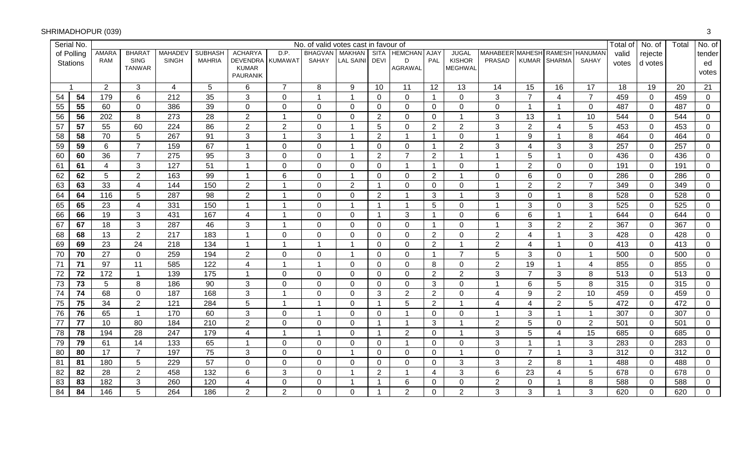SHRIMADHOPUR (039)

| Serial No. of Polling Stations | | AMARA RAM | BHARAT SING TANWAR | MAHADEV SINGH | SUBHASH MAHRIA | ACHARYA DEVENDRA KUMAR PAURANIK | D.P. KUMAWAT | BHAGVAN SAHAY | MAKHAN LAL SAINI | SITA DEVI | HEMCHAND AGRAWAL | AJAY PAL | JUGAL KISHOR MEGHWAL | MAHABEER PRASAD | MAHESH KUMAR | RAMESH SHARMA | HANUMAN SAHAY | Total of valid votes | No. of rejected votes | Total | No. of tendered votes |
|---|---|---|---|---|---|---|---|---|---|---|---|---|---|---|---|---|---|---|---|---|---|
| | | No. of valid votes cast in favour of | | | | | | | | | | | | | | | | | | | |
| 1 | | 2 | 3 | 4 | 5 | 6 | 7 | 8 | 9 | 10 | 11 | 12 | 13 | 14 | 15 | 16 | 17 | 18 | 19 | 20 | 21 |
| 54 | **54** | 179 | 6 | 212 | 35 | 3 | 0 | 1 | 1 | 0 | 0 | 1 | 0 | 3 | 7 | 4 | 7 | 459 | 0 | 459 | 0 |
| 55 | **55** | 60 | 0 | 386 | 39 | 0 | 0 | 0 | 0 | 0 | 0 | 0 | 0 | 0 | 1 | 1 | 0 | 487 | 0 | 487 | 0 |
| 56 | **56** | 202 | 8 | 273 | 28 | 2 | 1 | 0 | 0 | 2 | 0 | 0 | 1 | 3 | 13 | 1 | 10 | 544 | 0 | 544 | 0 |
| 57 | **57** | 55 | 60 | 224 | 86 | 2 | 2 | 0 | 1 | 5 | 0 | 2 | 2 | 3 | 2 | 4 | 5 | 453 | 0 | 453 | 0 |
| 58 | **58** | 70 | 5 | 267 | 91 | 3 | 1 | 3 | 1 | 2 | 1 | 1 | 0 | 1 | 9 | 1 | 8 | 464 | 0 | 464 | 0 |
| 59 | **59** | 6 | 7 | 159 | 67 | 1 | 0 | 0 | 1 | 0 | 0 | 1 | 2 | 3 | 4 | 3 | 3 | 257 | 0 | 257 | 0 |
| 60 | **60** | 36 | 7 | 275 | 95 | 3 | 0 | 0 | 1 | 2 | 7 | 2 | 1 | 1 | 5 | 1 | 0 | 436 | 0 | 436 | 0 |
| 61 | **61** | 4 | 3 | 127 | 51 | 1 | 0 | 0 | 0 | 0 | 1 | 1 | 0 | 1 | 2 | 0 | 0 | 191 | 0 | 191 | 0 |
| 62 | **62** | 5 | 2 | 163 | 99 | 1 | 6 | 0 | 1 | 0 | 0 | 2 | 1 | 0 | 6 | 0 | 0 | 286 | 0 | 286 | 0 |
| 63 | **63** | 33 | 4 | 144 | 150 | 2 | 1 | 0 | 2 | 1 | 0 | 0 | 0 | 1 | 2 | 2 | 7 | 349 | 0 | 349 | 0 |
| 64 | **64** | 116 | 5 | 287 | 98 | 2 | 1 | 0 | 0 | 2 | 1 | 3 | 1 | 3 | 0 | 1 | 8 | 528 | 0 | 528 | 0 |
| 65 | **65** | 23 | 4 | 331 | 150 | 1 | 1 | 0 | 1 | 1 | 1 | 5 | 0 | 1 | 3 | 0 | 3 | 525 | 0 | 525 | 0 |
| 66 | **66** | 19 | 3 | 431 | 167 | 4 | 1 | 0 | 0 | 1 | 3 | 1 | 0 | 6 | 6 | 1 | 1 | 644 | 0 | 644 | 0 |
| 67 | **67** | 18 | 3 | 287 | 46 | 3 | 1 | 0 | 0 | 0 | 0 | 1 | 0 | 1 | 3 | 2 | 2 | 367 | 0 | 367 | 0 |
| 68 | **68** | 13 | 2 | 217 | 183 | 1 | 0 | 0 | 0 | 0 | 0 | 2 | 0 | 2 | 4 | 1 | 3 | 428 | 0 | 428 | 0 |
| 69 | **69** | 23 | 24 | 218 | 134 | 1 | 1 | 1 | 1 | 0 | 0 | 2 | 1 | 2 | 4 | 1 | 0 | 413 | 0 | 413 | 0 |
| 70 | **70** | 27 | 0 | 259 | 194 | 2 | 0 | 0 | 1 | 0 | 0 | 1 | 7 | 5 | 3 | 0 | 1 | 500 | 0 | 500 | 0 |
| 71 | **71** | 97 | 11 | 585 | 122 | 4 | 1 | 1 | 0 | 0 | 0 | 8 | 0 | 2 | 19 | 1 | 4 | 855 | 0 | 855 | 0 |
| 72 | **72** | 172 | 1 | 139 | 175 | 1 | 0 | 0 | 0 | 0 | 0 | 2 | 2 | 3 | 7 | 3 | 8 | 513 | 0 | 513 | 0 |
| 73 | **73** | 5 | 8 | 186 | 90 | 3 | 0 | 0 | 0 | 0 | 0 | 3 | 0 | 1 | 6 | 5 | 8 | 315 | 0 | 315 | 0 |
| 74 | **74** | 68 | 0 | 187 | 168 | 3 | 1 | 0 | 0 | 3 | 2 | 2 | 0 | 4 | 9 | 2 | 10 | 459 | 0 | 459 | 0 |
| 75 | **75** | 34 | 2 | 121 | 284 | 5 | 1 | 1 | 0 | 1 | 5 | 2 | 1 | 4 | 4 | 2 | 5 | 472 | 0 | 472 | 0 |
| 76 | **76** | 65 | 1 | 170 | 60 | 3 | 0 | 1 | 0 | 0 | 1 | 0 | 0 | 1 | 3 | 1 | 1 | 307 | 0 | 307 | 0 |
| 77 | **77** | 10 | 80 | 184 | 210 | 2 | 0 | 0 | 0 | 1 | 1 | 3 | 1 | 2 | 5 | 0 | 2 | 501 | 0 | 501 | 0 |
| 78 | **78** | 194 | 28 | 247 | 179 | 4 | 1 | 1 | 0 | 1 | 2 | 0 | 1 | 3 | 5 | 4 | 15 | 685 | 0 | 685 | 0 |
| 79 | **79** | 61 | 14 | 133 | 65 | 1 | 0 | 0 | 0 | 0 | 1 | 0 | 0 | 3 | 1 | 1 | 3 | 283 | 0 | 283 | 0 |
| 80 | **80** | 17 | 7 | 197 | 75 | 3 | 0 | 0 | 1 | 0 | 0 | 0 | 1 | 0 | 7 | 1 | 3 | 312 | 0 | 312 | 0 |
| 81 | **81** | 180 | 5 | 229 | 57 | 0 | 0 | 0 | 0 | 0 | 0 | 0 | 3 | 3 | 2 | 8 | 1 | 488 | 0 | 488 | 0 |
| 82 | **82** | 28 | 2 | 458 | 132 | 6 | 3 | 0 | 1 | 2 | 1 | 4 | 3 | 6 | 23 | 4 | 5 | 678 | 0 | 678 | 0 |
| 83 | **83** | 182 | 3 | 260 | 120 | 4 | 0 | 0 | 1 | 1 | 6 | 0 | 0 | 2 | 0 | 1 | 8 | 588 | 0 | 588 | 0 |
| 84 | **84** | 146 | 5 | 264 | 186 | 2 | 2 | 0 | 0 | 1 | 2 | 0 | 2 | 3 | 3 | 1 | 3 | 620 | 0 | 620 | 0 |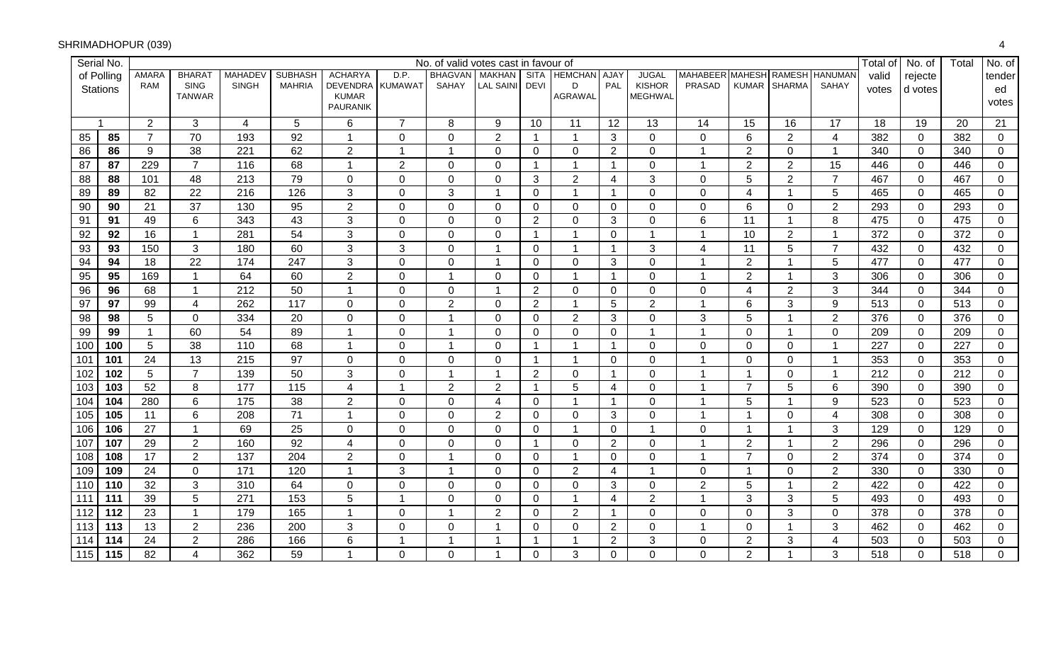SHRIMADHOPUR (039)

| Serial No. of Polling Stations | | No. of valid votes cast in favour of | | | | | | | | | | | | | | | | Total of valid votes | No. of rejected votes | Total | No. of tendered votes |
|---|---|---|---|---|---|---|---|---|---|---|---|---|---|---|---|---|---|---|---|---|---|
| | | AMARA RAM | BHARAT SING TANWAR | MAHADEV SINGH | SUBHASH MAHRIA | ACHARYA DEVENDRA KUMAR PAURANIK | D.P. KUMAWAT | BHAGVAN SAHAY | MAKHAN LAL SAINI | SITA DEVI | HEMCHAND AGRAWAL | AJAY PAL | JUGAL KISHOR MEGHWAL | MAHABEER PRASAD | MAHESH KUMAR | RAMESH SHARMA | HANUMAN SAHAY | | | | |
| 1 | | 2 | 3 | 4 | 5 | 6 | 7 | 8 | 9 | 10 | 11 | 12 | 13 | 14 | 15 | 16 | 17 | 18 | 19 | 20 | 21 |
| 85 | 85 | 7 | 70 | 193 | 92 | 1 | 0 | 0 | 2 | 1 | 1 | 3 | 0 | 0 | 6 | 2 | 4 | 382 | 0 | 382 | 0 |
| 86 | 86 | 9 | 38 | 221 | 62 | 2 | 1 | 1 | 0 | 0 | 0 | 2 | 0 | 1 | 2 | 0 | 1 | 340 | 0 | 340 | 0 |
| 87 | 87 | 229 | 7 | 116 | 68 | 1 | 2 | 0 | 0 | 1 | 1 | 1 | 0 | 1 | 2 | 2 | 15 | 446 | 0 | 446 | 0 |
| 88 | 88 | 101 | 48 | 213 | 79 | 0 | 0 | 0 | 0 | 3 | 2 | 4 | 3 | 0 | 5 | 2 | 7 | 467 | 0 | 467 | 0 |
| 89 | 89 | 82 | 22 | 216 | 126 | 3 | 0 | 3 | 1 | 0 | 1 | 1 | 0 | 0 | 4 | 1 | 5 | 465 | 0 | 465 | 0 |
| 90 | 90 | 21 | 37 | 130 | 95 | 2 | 0 | 0 | 0 | 0 | 0 | 0 | 0 | 0 | 6 | 0 | 2 | 293 | 0 | 293 | 0 |
| 91 | 91 | 49 | 6 | 343 | 43 | 3 | 0 | 0 | 0 | 2 | 0 | 3 | 0 | 6 | 11 | 1 | 8 | 475 | 0 | 475 | 0 |
| 92 | 92 | 16 | 1 | 281 | 54 | 3 | 0 | 0 | 0 | 1 | 1 | 0 | 1 | 1 | 10 | 2 | 1 | 372 | 0 | 372 | 0 |
| 93 | 93 | 150 | 3 | 180 | 60 | 3 | 3 | 0 | 1 | 0 | 1 | 1 | 3 | 4 | 11 | 5 | 7 | 432 | 0 | 432 | 0 |
| 94 | 94 | 18 | 22 | 174 | 247 | 3 | 0 | 0 | 1 | 0 | 0 | 3 | 0 | 1 | 2 | 1 | 5 | 477 | 0 | 477 | 0 |
| 95 | 95 | 169 | 1 | 64 | 60 | 2 | 0 | 1 | 0 | 0 | 1 | 1 | 0 | 1 | 2 | 1 | 3 | 306 | 0 | 306 | 0 |
| 96 | 96 | 68 | 1 | 212 | 50 | 1 | 0 | 0 | 1 | 2 | 0 | 0 | 0 | 0 | 4 | 2 | 3 | 344 | 0 | 344 | 0 |
| 97 | 97 | 99 | 4 | 262 | 117 | 0 | 0 | 2 | 0 | 2 | 1 | 5 | 2 | 1 | 6 | 3 | 9 | 513 | 0 | 513 | 0 |
| 98 | 98 | 5 | 0 | 334 | 20 | 0 | 0 | 1 | 0 | 0 | 2 | 3 | 0 | 3 | 5 | 1 | 2 | 376 | 0 | 376 | 0 |
| 99 | 99 | 1 | 60 | 54 | 89 | 1 | 0 | 1 | 0 | 0 | 0 | 0 | 1 | 1 | 0 | 1 | 0 | 209 | 0 | 209 | 0 |
| 100 | 100 | 5 | 38 | 110 | 68 | 1 | 0 | 1 | 0 | 1 | 1 | 1 | 0 | 0 | 0 | 0 | 1 | 227 | 0 | 227 | 0 |
| 101 | 101 | 24 | 13 | 215 | 97 | 0 | 0 | 0 | 0 | 1 | 1 | 0 | 0 | 1 | 0 | 0 | 1 | 353 | 0 | 353 | 0 |
| 102 | 102 | 5 | 7 | 139 | 50 | 3 | 0 | 1 | 1 | 2 | 0 | 1 | 0 | 1 | 1 | 0 | 1 | 212 | 0 | 212 | 0 |
| 103 | 103 | 52 | 8 | 177 | 115 | 4 | 1 | 2 | 2 | 1 | 5 | 4 | 0 | 1 | 7 | 5 | 6 | 390 | 0 | 390 | 0 |
| 104 | 104 | 280 | 6 | 175 | 38 | 2 | 0 | 0 | 4 | 0 | 1 | 1 | 0 | 1 | 5 | 1 | 9 | 523 | 0 | 523 | 0 |
| 105 | 105 | 11 | 6 | 208 | 71 | 1 | 0 | 0 | 2 | 0 | 0 | 3 | 0 | 1 | 1 | 0 | 4 | 308 | 0 | 308 | 0 |
| 106 | 106 | 27 | 1 | 69 | 25 | 0 | 0 | 0 | 0 | 0 | 1 | 0 | 1 | 0 | 1 | 1 | 3 | 129 | 0 | 129 | 0 |
| 107 | 107 | 29 | 2 | 160 | 92 | 4 | 0 | 0 | 0 | 1 | 0 | 2 | 0 | 1 | 2 | 1 | 2 | 296 | 0 | 296 | 0 |
| 108 | 108 | 17 | 2 | 137 | 204 | 2 | 0 | 1 | 0 | 0 | 1 | 0 | 0 | 1 | 7 | 0 | 2 | 374 | 0 | 374 | 0 |
| 109 | 109 | 24 | 0 | 171 | 120 | 1 | 3 | 1 | 0 | 0 | 2 | 4 | 1 | 0 | 1 | 0 | 2 | 330 | 0 | 330 | 0 |
| 110 | 110 | 32 | 3 | 310 | 64 | 0 | 0 | 0 | 0 | 0 | 0 | 3 | 0 | 2 | 5 | 1 | 2 | 422 | 0 | 422 | 0 |
| 111 | 111 | 39 | 5 | 271 | 153 | 5 | 1 | 0 | 0 | 0 | 1 | 4 | 2 | 1 | 3 | 3 | 5 | 493 | 0 | 493 | 0 |
| 112 | 112 | 23 | 1 | 179 | 165 | 1 | 0 | 1 | 2 | 0 | 2 | 1 | 0 | 0 | 0 | 3 | 0 | 378 | 0 | 378 | 0 |
| 113 | 113 | 13 | 2 | 236 | 200 | 3 | 0 | 0 | 1 | 0 | 0 | 2 | 0 | 1 | 0 | 1 | 3 | 462 | 0 | 462 | 0 |
| 114 | 114 | 24 | 2 | 286 | 166 | 6 | 1 | 1 | 1 | 1 | 1 | 2 | 3 | 0 | 2 | 3 | 4 | 503 | 0 | 503 | 0 |
| 115 | 115 | 82 | 4 | 362 | 59 | 1 | 0 | 0 | 1 | 0 | 3 | 0 | 0 | 0 | 2 | 1 | 3 | 518 | 0 | 518 | 0 |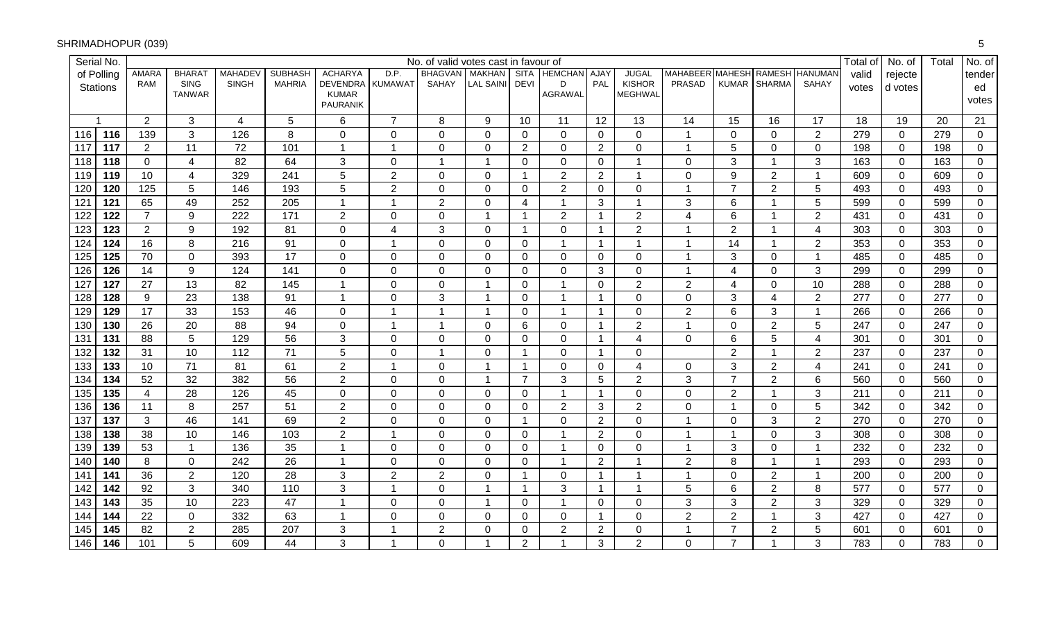SHRIMADHOPUR (039)

| Serial No. of Polling Stations | | No. of valid votes cast in favour of | | | | | | | | | | | | | | | | Total of valid votes | No. of rejected votes | Total | No. of tendered votes |
|---|---|---|---|---|---|---|---|---|---|---|---|---|---|---|---|---|---|---|---|---|---|
| | | AMARA RAM | BHARAT SING TANWAR | MAHADEV SINGH | SUBHASH MAHRIA | ACHARYA DEVENDRA KUMAR PAURANIK | D.P. KUMAWAT | BHAGVAN SAHAY | MAKHAN LAL SAINI | SITA DEVI | HEMCHAND AGRAWAL | AJAY PAL | JUGAL KISHOR MEGHWAL | MAHABEER PRASAD | MAHESH KUMAR | RAMESH SHARMA | HANUMAN SAHAY | | | | |
| 1 | | 2 | 3 | 4 | 5 | 6 | 7 | 8 | 9 | 10 | 11 | 12 | 13 | 14 | 15 | 16 | 17 | 18 | 19 | 20 | 21 |
| 116 | 116 | 139 | 3 | 126 | 8 | 0 | 0 | 0 | 0 | 0 | 0 | 0 | 0 | 1 | 0 | 0 | 2 | 279 | 0 | 279 | 0 |
| 117 | 117 | 2 | 11 | 72 | 101 | 1 | 1 | 0 | 0 | 2 | 0 | 2 | 0 | 1 | 5 | 0 | 0 | 198 | 0 | 198 | 0 |
| 118 | 118 | 0 | 4 | 82 | 64 | 3 | 0 | 1 | 1 | 0 | 0 | 0 | 1 | 0 | 3 | 1 | 3 | 163 | 0 | 163 | 0 |
| 119 | 119 | 10 | 4 | 329 | 241 | 5 | 2 | 0 | 0 | 1 | 2 | 2 | 1 | 0 | 9 | 2 | 1 | 609 | 0 | 609 | 0 |
| 120 | 120 | 125 | 5 | 146 | 193 | 5 | 2 | 0 | 0 | 0 | 2 | 0 | 0 | 1 | 7 | 2 | 5 | 493 | 0 | 493 | 0 |
| 121 | 121 | 65 | 49 | 252 | 205 | 1 | 1 | 2 | 0 | 4 | 1 | 3 | 1 | 3 | 6 | 1 | 5 | 599 | 0 | 599 | 0 |
| 122 | 122 | 7 | 9 | 222 | 171 | 2 | 0 | 0 | 1 | 1 | 2 | 1 | 2 | 4 | 6 | 1 | 2 | 431 | 0 | 431 | 0 |
| 123 | 123 | 2 | 9 | 192 | 81 | 0 | 4 | 3 | 0 | 1 | 0 | 1 | 2 | 1 | 2 | 1 | 4 | 303 | 0 | 303 | 0 |
| 124 | 124 | 16 | 8 | 216 | 91 | 0 | 1 | 0 | 0 | 0 | 1 | 1 | 1 | 1 | 14 | 1 | 2 | 353 | 0 | 353 | 0 |
| 125 | 125 | 70 | 0 | 393 | 17 | 0 | 0 | 0 | 0 | 0 | 0 | 0 | 0 | 1 | 3 | 0 | 1 | 485 | 0 | 485 | 0 |
| 126 | 126 | 14 | 9 | 124 | 141 | 0 | 0 | 0 | 0 | 0 | 0 | 3 | 0 | 1 | 4 | 0 | 3 | 299 | 0 | 299 | 0 |
| 127 | 127 | 27 | 13 | 82 | 145 | 1 | 0 | 0 | 1 | 0 | 1 | 0 | 2 | 2 | 4 | 0 | 10 | 288 | 0 | 288 | 0 |
| 128 | 128 | 9 | 23 | 138 | 91 | 1 | 0 | 3 | 1 | 0 | 1 | 1 | 0 | 0 | 3 | 4 | 2 | 277 | 0 | 277 | 0 |
| 129 | 129 | 17 | 33 | 153 | 46 | 0 | 1 | 1 | 1 | 0 | 1 | 1 | 0 | 2 | 6 | 3 | 1 | 266 | 0 | 266 | 0 |
| 130 | 130 | 26 | 20 | 88 | 94 | 0 | 1 | 1 | 0 | 6 | 0 | 1 | 2 | 1 | 0 | 2 | 5 | 247 | 0 | 247 | 0 |
| 131 | 131 | 88 | 5 | 129 | 56 | 3 | 0 | 0 | 0 | 0 | 0 | 1 | 4 | 0 | 6 | 5 | 4 | 301 | 0 | 301 | 0 |
| 132 | 132 | 31 | 10 | 112 | 71 | 5 | 0 | 1 | 0 | 1 | 0 | 1 | 0 | | 2 | 1 | 2 | 237 | 0 | 237 | 0 |
| 133 | 133 | 10 | 71 | 81 | 61 | 2 | 1 | 0 | 1 | 1 | 0 | 0 | 4 | 0 | 3 | 2 | 4 | 241 | 0 | 241 | 0 |
| 134 | 134 | 52 | 32 | 382 | 56 | 2 | 0 | 0 | 1 | 7 | 3 | 5 | 2 | 3 | 7 | 2 | 6 | 560 | 0 | 560 | 0 |
| 135 | 135 | 4 | 28 | 126 | 45 | 0 | 0 | 0 | 0 | 0 | 1 | 1 | 0 | 0 | 2 | 1 | 3 | 211 | 0 | 211 | 0 |
| 136 | 136 | 11 | 8 | 257 | 51 | 2 | 0 | 0 | 0 | 0 | 2 | 3 | 2 | 0 | 1 | 0 | 5 | 342 | 0 | 342 | 0 |
| 137 | 137 | 3 | 46 | 141 | 69 | 2 | 0 | 0 | 0 | 1 | 0 | 2 | 0 | 1 | 0 | 3 | 2 | 270 | 0 | 270 | 0 |
| 138 | 138 | 38 | 10 | 146 | 103 | 2 | 1 | 0 | 0 | 0 | 1 | 2 | 0 | 1 | 1 | 0 | 3 | 308 | 0 | 308 | 0 |
| 139 | 139 | 53 | 1 | 136 | 35 | 1 | 0 | 0 | 0 | 0 | 1 | 0 | 0 | 1 | 3 | 0 | 1 | 232 | 0 | 232 | 0 |
| 140 | 140 | 8 | 0 | 242 | 26 | 1 | 0 | 0 | 0 | 0 | 1 | 2 | 1 | 2 | 8 | 1 | 1 | 293 | 0 | 293 | 0 |
| 141 | 141 | 36 | 2 | 120 | 28 | 3 | 2 | 2 | 0 | 1 | 0 | 1 | 1 | 1 | 0 | 2 | 1 | 200 | 0 | 200 | 0 |
| 142 | 142 | 92 | 3 | 340 | 110 | 3 | 1 | 0 | 1 | 1 | 3 | 1 | 1 | 5 | 6 | 2 | 8 | 577 | 0 | 577 | 0 |
| 143 | 143 | 35 | 10 | 223 | 47 | 1 | 0 | 0 | 1 | 0 | 1 | 0 | 0 | 3 | 3 | 2 | 3 | 329 | 0 | 329 | 0 |
| 144 | 144 | 22 | 0 | 332 | 63 | 1 | 0 | 0 | 0 | 0 | 0 | 1 | 0 | 2 | 2 | 1 | 3 | 427 | 0 | 427 | 0 |
| 145 | 145 | 82 | 2 | 285 | 207 | 3 | 1 | 2 | 0 | 0 | 2 | 2 | 0 | 1 | 7 | 2 | 5 | 601 | 0 | 601 | 0 |
| 146 | 146 | 101 | 5 | 609 | 44 | 3 | 1 | 0 | 1 | 2 | 1 | 3 | 2 | 0 | 7 | 1 | 3 | 783 | 0 | 783 | 0 |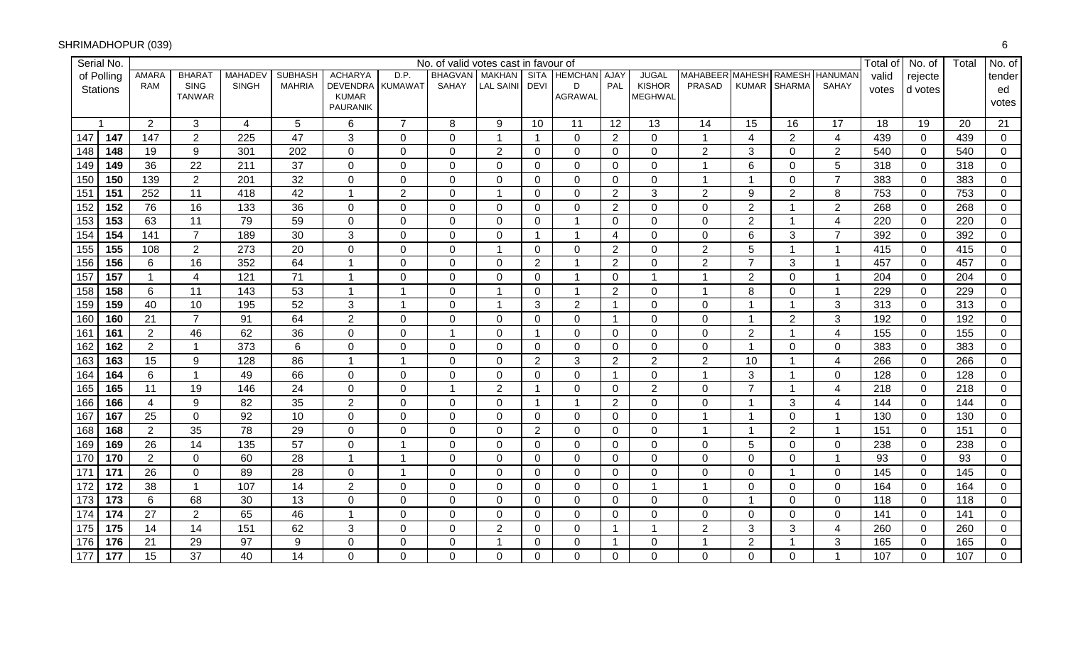SHRIMADHOPUR (039)

| Serial No. of Polling Stations | | No. of valid votes cast in favour of | | | | | | | | | | | | | | | | Total of valid votes | No. of rejected votes | Total | No. of tendered votes |
|---|---|---|---|---|---|---|---|---|---|---|---|---|---|---|---|---|---|---|---|---|---|
| | | AMARA RAM | BHARAT SING TANWAR | MAHADEV SINGH | SUBHASH MAHRIA | ACHARYA DEVENDRA KUMAR PAURANIK | D.P. KUMAWAT | BHAGVAN SAHAY | MAKHAN LAL SAINI | SITA DEVI | HEMCHAND AGRAWAL | AJAY PAL | JUGAL KISHOR MEGHWAL | MAHABEER PRASAD | MAHESH KUMAR | RAMESH SHARMA | HANUMAN SAHAY | | | | |
| 1 | | 2 | 3 | 4 | 5 | 6 | 7 | 8 | 9 | 10 | 11 | 12 | 13 | 14 | 15 | 16 | 17 | 18 | 19 | 20 | 21 |
| 147 | 147 | 147 | 2 | 225 | 47 | 3 | 0 | 0 | 1 | 1 | 0 | 2 | 0 | 1 | 4 | 2 | 4 | 439 | 0 | 439 | 0 |
| 148 | 148 | 19 | 9 | 301 | 202 | 0 | 0 | 0 | 2 | 0 | 0 | 0 | 0 | 2 | 3 | 0 | 2 | 540 | 0 | 540 | 0 |
| 149 | 149 | 36 | 22 | 211 | 37 | 0 | 0 | 0 | 0 | 0 | 0 | 0 | 0 | 1 | 6 | 0 | 5 | 318 | 0 | 318 | 0 |
| 150 | 150 | 139 | 2 | 201 | 32 | 0 | 0 | 0 | 0 | 0 | 0 | 0 | 0 | 1 | 1 | 0 | 7 | 383 | 0 | 383 | 0 |
| 151 | 151 | 252 | 11 | 418 | 42 | 1 | 2 | 0 | 1 | 0 | 0 | 2 | 3 | 2 | 9 | 2 | 8 | 753 | 0 | 753 | 0 |
| 152 | 152 | 76 | 16 | 133 | 36 | 0 | 0 | 0 | 0 | 0 | 0 | 2 | 0 | 0 | 2 | 1 | 2 | 268 | 0 | 268 | 0 |
| 153 | 153 | 63 | 11 | 79 | 59 | 0 | 0 | 0 | 0 | 0 | 1 | 0 | 0 | 0 | 2 | 1 | 4 | 220 | 0 | 220 | 0 |
| 154 | 154 | 141 | 7 | 189 | 30 | 3 | 0 | 0 | 0 | 1 | 1 | 4 | 0 | 0 | 6 | 3 | 7 | 392 | 0 | 392 | 0 |
| 155 | 155 | 108 | 2 | 273 | 20 | 0 | 0 | 0 | 1 | 0 | 0 | 2 | 0 | 2 | 5 | 1 | 1 | 415 | 0 | 415 | 0 |
| 156 | 156 | 6 | 16 | 352 | 64 | 1 | 0 | 0 | 0 | 2 | 1 | 2 | 0 | 2 | 7 | 3 | 1 | 457 | 0 | 457 | 0 |
| 157 | 157 | 1 | 4 | 121 | 71 | 1 | 0 | 0 | 0 | 0 | 1 | 0 | 1 | 1 | 2 | 0 | 1 | 204 | 0 | 204 | 0 |
| 158 | 158 | 6 | 11 | 143 | 53 | 1 | 1 | 0 | 1 | 0 | 1 | 2 | 0 | 1 | 8 | 0 | 1 | 229 | 0 | 229 | 0 |
| 159 | 159 | 40 | 10 | 195 | 52 | 3 | 1 | 0 | 1 | 3 | 2 | 1 | 0 | 0 | 1 | 1 | 3 | 313 | 0 | 313 | 0 |
| 160 | 160 | 21 | 7 | 91 | 64 | 2 | 0 | 0 | 0 | 0 | 0 | 1 | 0 | 0 | 1 | 2 | 3 | 192 | 0 | 192 | 0 |
| 161 | 161 | 2 | 46 | 62 | 36 | 0 | 0 | 1 | 0 | 1 | 0 | 0 | 0 | 0 | 2 | 1 | 4 | 155 | 0 | 155 | 0 |
| 162 | 162 | 2 | 1 | 373 | 6 | 0 | 0 | 0 | 0 | 0 | 0 | 0 | 0 | 0 | 1 | 0 | 0 | 383 | 0 | 383 | 0 |
| 163 | 163 | 15 | 9 | 128 | 86 | 1 | 1 | 0 | 0 | 2 | 3 | 2 | 2 | 2 | 10 | 1 | 4 | 266 | 0 | 266 | 0 |
| 164 | 164 | 6 | 1 | 49 | 66 | 0 | 0 | 0 | 0 | 0 | 0 | 1 | 0 | 1 | 3 | 1 | 0 | 128 | 0 | 128 | 0 |
| 165 | 165 | 11 | 19 | 146 | 24 | 0 | 0 | 1 | 2 | 1 | 0 | 0 | 2 | 0 | 7 | 1 | 4 | 218 | 0 | 218 | 0 |
| 166 | 166 | 4 | 9 | 82 | 35 | 2 | 0 | 0 | 0 | 1 | 1 | 2 | 0 | 0 | 1 | 3 | 4 | 144 | 0 | 144 | 0 |
| 167 | 167 | 25 | 0 | 92 | 10 | 0 | 0 | 0 | 0 | 0 | 0 | 0 | 0 | 1 | 1 | 0 | 1 | 130 | 0 | 130 | 0 |
| 168 | 168 | 2 | 35 | 78 | 29 | 0 | 0 | 0 | 0 | 2 | 0 | 0 | 0 | 1 | 1 | 2 | 1 | 151 | 0 | 151 | 0 |
| 169 | 169 | 26 | 14 | 135 | 57 | 0 | 1 | 0 | 0 | 0 | 0 | 0 | 0 | 0 | 5 | 0 | 0 | 238 | 0 | 238 | 0 |
| 170 | 170 | 2 | 0 | 60 | 28 | 1 | 1 | 0 | 0 | 0 | 0 | 0 | 0 | 0 | 0 | 0 | 1 | 93 | 0 | 93 | 0 |
| 171 | 171 | 26 | 0 | 89 | 28 | 0 | 1 | 0 | 0 | 0 | 0 | 0 | 0 | 0 | 0 | 1 | 0 | 145 | 0 | 145 | 0 |
| 172 | 172 | 38 | 1 | 107 | 14 | 2 | 0 | 0 | 0 | 0 | 0 | 0 | 1 | 1 | 0 | 0 | 0 | 164 | 0 | 164 | 0 |
| 173 | 173 | 6 | 68 | 30 | 13 | 0 | 0 | 0 | 0 | 0 | 0 | 0 | 0 | 0 | 1 | 0 | 0 | 118 | 0 | 118 | 0 |
| 174 | 174 | 27 | 2 | 65 | 46 | 1 | 0 | 0 | 0 | 0 | 0 | 0 | 0 | 0 | 0 | 0 | 0 | 141 | 0 | 141 | 0 |
| 175 | 175 | 14 | 14 | 151 | 62 | 3 | 0 | 0 | 2 | 0 | 0 | 1 | 1 | 2 | 3 | 3 | 4 | 260 | 0 | 260 | 0 |
| 176 | 176 | 21 | 29 | 97 | 9 | 0 | 0 | 0 | 1 | 0 | 0 | 1 | 0 | 1 | 2 | 1 | 3 | 165 | 0 | 165 | 0 |
| 177 | 177 | 15 | 37 | 40 | 14 | 0 | 0 | 0 | 0 | 0 | 0 | 0 | 0 | 0 | 0 | 0 | 1 | 107 | 0 | 107 | 0 |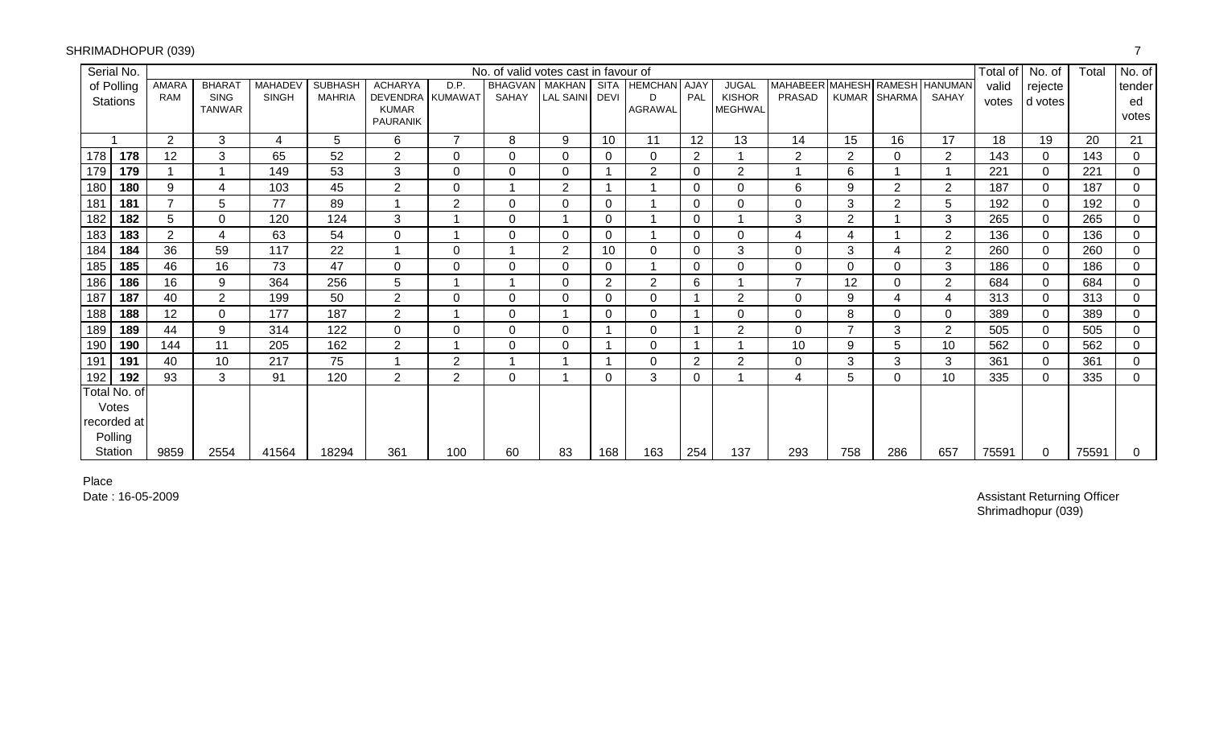SHRIMADHOPUR (039)

| Serial No. of Polling Stations | | No. of valid votes cast in favour of | | | | | | | | | | | | | | | | Total of valid votes | No. of rejected votes | Total | No. of tendered votes |
|---|---|---|---|---|---|---|---|---|---|---|---|---|---|---|---|---|---|---|---|---|---|
| | | AMARA RAM | BHARAT SING TANWAR | MAHADEV SINGH | SUBHASH MAHRIA | ACHARYA DEVENDRA KUMAR PAURANIK | D.P. KUMAWAT | BHAGVAN SAHAY | MAKHAN LAL SAINI | SITA DEVI | HEMCHAND AGRAWAL | AJAY PAL | JUGAL KISHOR MEGHWAL | MAHABEER PRASAD | MAHESH KUMAR | RAMESH SHARMA | HANUMAN SAHAY | | | | |
| 1 | | 2 | 3 | 4 | 5 | 6 | 7 | 8 | 9 | 10 | 11 | 12 | 13 | 14 | 15 | 16 | 17 | 18 | 19 | 20 | 21 |
| 178 | 178 | 12 | 3 | 65 | 52 | 2 | 0 | 0 | 0 | 0 | 0 | 2 | 1 | 2 | 2 | 0 | 2 | 143 | 0 | 143 | 0 |
| 179 | 179 | 1 | 1 | 149 | 53 | 3 | 0 | 0 | 0 | 1 | 2 | 0 | 2 | 1 | 6 | 1 | 1 | 221 | 0 | 221 | 0 |
| 180 | 180 | 9 | 4 | 103 | 45 | 2 | 0 | 1 | 2 | 1 | 1 | 0 | 0 | 6 | 9 | 2 | 2 | 187 | 0 | 187 | 0 |
| 181 | 181 | 7 | 5 | 77 | 89 | 1 | 2 | 0 | 0 | 0 | 1 | 0 | 0 | 0 | 3 | 2 | 5 | 192 | 0 | 192 | 0 |
| 182 | 182 | 5 | 0 | 120 | 124 | 3 | 1 | 0 | 1 | 0 | 1 | 0 | 1 | 3 | 2 | 1 | 3 | 265 | 0 | 265 | 0 |
| 183 | 183 | 2 | 4 | 63 | 54 | 0 | 1 | 0 | 0 | 0 | 1 | 0 | 0 | 4 | 4 | 1 | 2 | 136 | 0 | 136 | 0 |
| 184 | 184 | 36 | 59 | 117 | 22 | 1 | 0 | 1 | 2 | 10 | 0 | 0 | 3 | 0 | 3 | 4 | 2 | 260 | 0 | 260 | 0 |
| 185 | 185 | 46 | 16 | 73 | 47 | 0 | 0 | 0 | 0 | 0 | 1 | 0 | 0 | 0 | 0 | 0 | 3 | 186 | 0 | 186 | 0 |
| 186 | 186 | 16 | 9 | 364 | 256 | 5 | 1 | 1 | 0 | 2 | 2 | 6 | 1 | 7 | 12 | 0 | 2 | 684 | 0 | 684 | 0 |
| 187 | 187 | 40 | 2 | 199 | 50 | 2 | 0 | 0 | 0 | 0 | 0 | 1 | 2 | 0 | 9 | 4 | 4 | 313 | 0 | 313 | 0 |
| 188 | 188 | 12 | 0 | 177 | 187 | 2 | 1 | 0 | 1 | 0 | 0 | 1 | 0 | 0 | 8 | 0 | 0 | 389 | 0 | 389 | 0 |
| 189 | 189 | 44 | 9 | 314 | 122 | 0 | 0 | 0 | 0 | 1 | 0 | 1 | 2 | 0 | 7 | 3 | 2 | 505 | 0 | 505 | 0 |
| 190 | 190 | 144 | 11 | 205 | 162 | 2 | 1 | 0 | 0 | 1 | 0 | 1 | 1 | 10 | 9 | 5 | 10 | 562 | 0 | 562 | 0 |
| 191 | 191 | 40 | 10 | 217 | 75 | 1 | 2 | 1 | 1 | 1 | 0 | 2 | 2 | 0 | 3 | 3 | 3 | 361 | 0 | 361 | 0 |
| 192 | 192 | 93 | 3 | 91 | 120 | 2 | 2 | 0 | 1 | 0 | 3 | 0 | 1 | 4 | 5 | 0 | 10 | 335 | 0 | 335 | 0 |
| Total No. of Votes recorded at Polling Station | | 9859 | 2554 | 41564 | 18294 | 361 | 100 | 60 | 83 | 168 | 163 | 254 | 137 | 293 | 758 | 286 | 657 | 75591 | 0 | 75591 | 0 |

Place
Date : 16-05-2009

Assistant Returning Officer
Shrimadhopur (039)